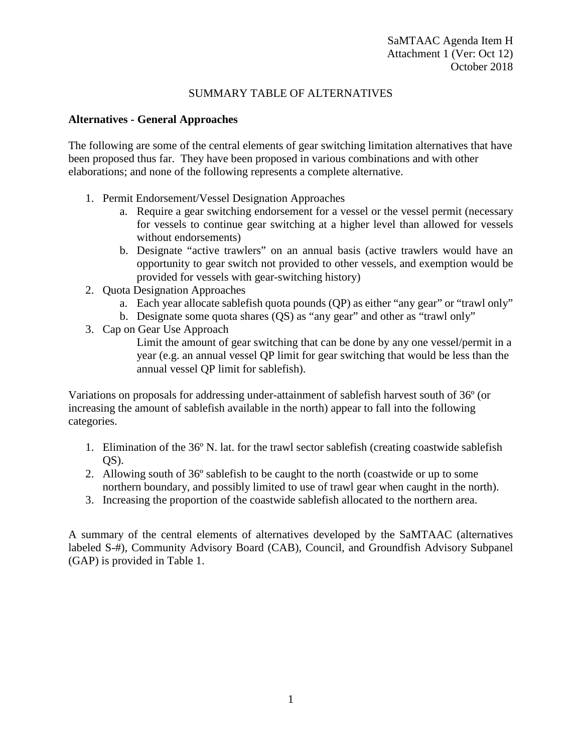SaMTAAC Agenda Item H
Attachment 1 (Ver: Oct 12)
October 2018

# SUMMARY TABLE OF ALTERNATIVES

**Alternatives - General Approaches**

The following are some of the central elements of gear switching limitation alternatives that have been proposed thus far. They have been proposed in various combinations and with other elaborations; and none of the following represents a complete alternative.

1. Permit Endorsement/Vessel Designation Approaches
   a. Require a gear switching endorsement for a vessel or the vessel permit (necessary for vessels to continue gear switching at a higher level than allowed for vessels without endorsements)
   b. Designate "active trawlers" on an annual basis (active trawlers would have an opportunity to gear switch not provided to other vessels, and exemption would be provided for vessels with gear-switching history)
2. Quota Designation Approaches
   a. Each year allocate sablefish quota pounds (QP) as either "any gear" or "trawl only"
   b. Designate some quota shares (QS) as "any gear" and other as "trawl only"
3. Cap on Gear Use Approach
   Limit the amount of gear switching that can be done by any one vessel/permit in a year (e.g. an annual vessel QP limit for gear switching that would be less than the annual vessel QP limit for sablefish).

Variations on proposals for addressing under-attainment of sablefish harvest south of 36º (or increasing the amount of sablefish available in the north) appear to fall into the following categories.

1. Elimination of the 36º N. lat. for the trawl sector sablefish (creating coastwide sablefish QS).
2. Allowing south of 36º sablefish to be caught to the north (coastwide or up to some northern boundary, and possibly limited to use of trawl gear when caught in the north).
3. Increasing the proportion of the coastwide sablefish allocated to the northern area.

A summary of the central elements of alternatives developed by the SaMTAAC (alternatives labeled S-#), Community Advisory Board (CAB), Council, and Groundfish Advisory Subpanel (GAP) is provided in Table 1.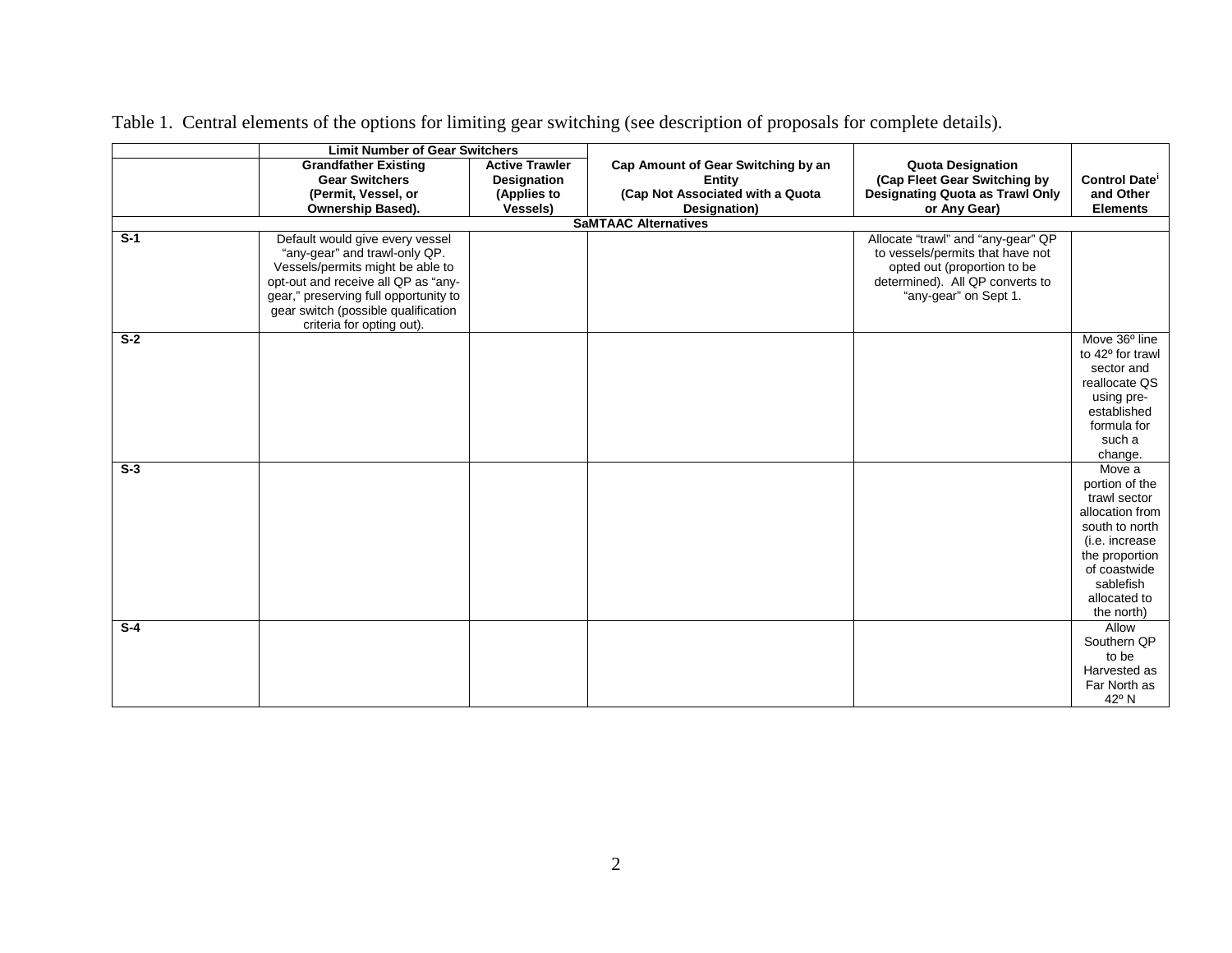Table 1. Central elements of the options for limiting gear switching (see description of proposals for complete details).

| | Limit Number of Gear Switchers | | | | |
|---|---|---|---|---|---|
| | Grandfather Existing Gear Switchers (Permit, Vessel, or Ownership Based). | Active Trawler Designation (Applies to Vessels) | Cap Amount of Gear Switching by an Entity (Cap Not Associated with a Quota Designation) | Quota Designation (Cap Fleet Gear Switching by Designating Quota as Trawl Only or Any Gear) | Control Date[i] and Other Elements |
| **SaMTAAC Alternatives** | | | | | |
| **S-1** | Default would give every vessel "any-gear" and trawl-only QP. Vessels/permits might be able to opt-out and receive all QP as "any-gear," preserving full opportunity to gear switch (possible qualification criteria for opting out). | | | Allocate "trawl" and "any-gear" QP to vessels/permits that have not opted out (proportion to be determined). All QP converts to "any-gear" on Sept 1. | |
| **S-2** | | | | | Move 36º line to 42º for trawl sector and reallocate QS using pre-established formula for such a change. |
| **S-3** | | | | | Move a portion of the trawl sector allocation from south to north (i.e. increase the proportion of coastwide sablefish allocated to the north) |
| **S-4** | | | | | Allow Southern QP to be Harvested as Far North as 42º N |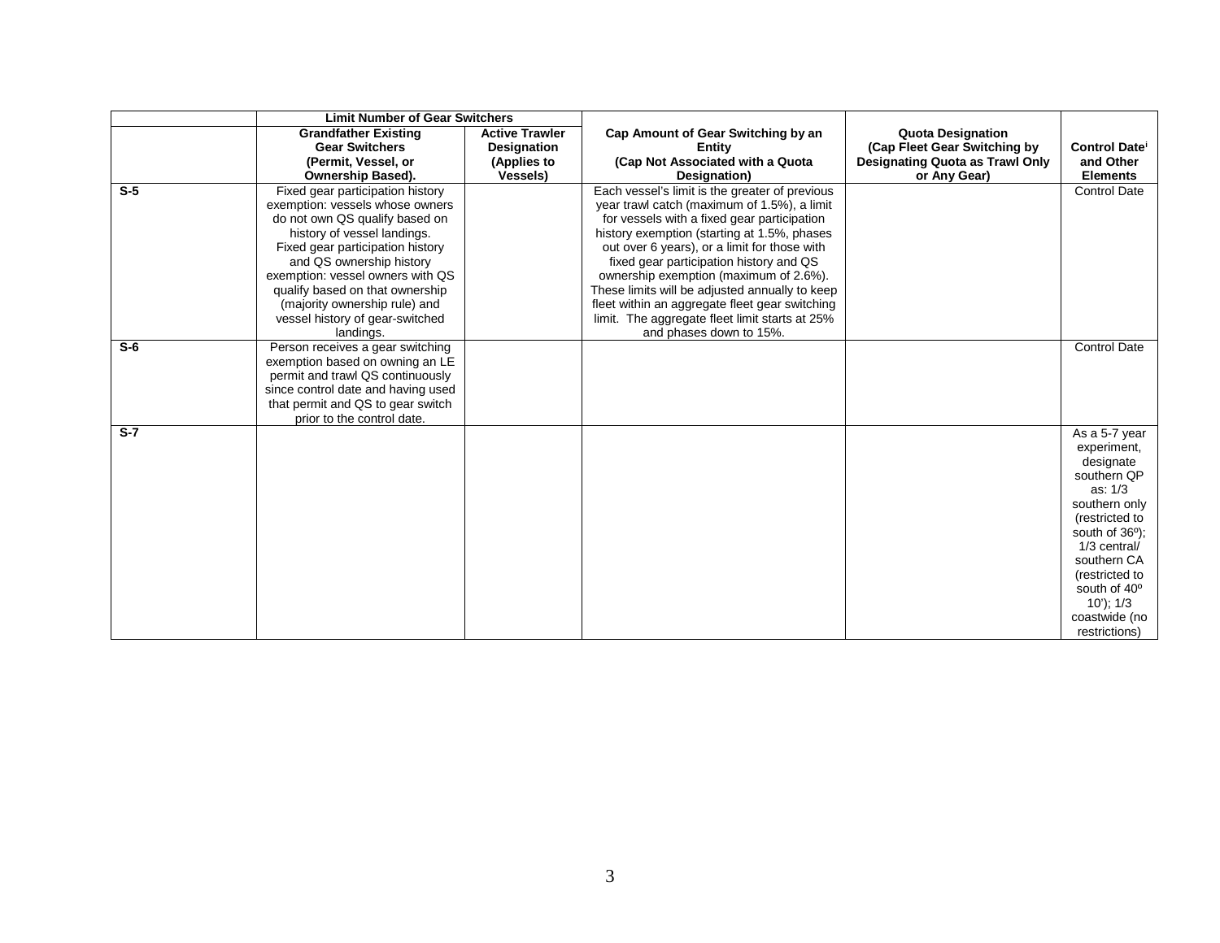| | Limit Number of Gear Switchers | | | | |
|---|---|---|---|---|---|
| | **Grandfather Existing Gear Switchers (Permit, Vessel, or Ownership Based).** | **Active Trawler Designation (Applies to Vessels)** | **Cap Amount of Gear Switching by an Entity (Cap Not Associated with a Quota Designation)** | **Quota Designation (Cap Fleet Gear Switching by Designating Quota as Trawl Only or Any Gear)** | **Control Date[i] and Other Elements** |
| **S-5** | Fixed gear participation history exemption: vessels whose owners do not own QS qualify based on history of vessel landings. Fixed gear participation history and QS ownership history exemption: vessel owners with QS qualify based on that ownership (majority ownership rule) and vessel history of gear-switched landings. | | Each vessel's limit is the greater of previous year trawl catch (maximum of 1.5%), a limit for vessels with a fixed gear participation history exemption (starting at 1.5%, phases out over 6 years), or a limit for those with fixed gear participation history and QS ownership exemption (maximum of 2.6%). These limits will be adjusted annually to keep fleet within an aggregate fleet gear switching limit. The aggregate fleet limit starts at 25% and phases down to 15%. | | Control Date |
| **S-6** | Person receives a gear switching exemption based on owning an LE permit and trawl QS continuously since control date and having used that permit and QS to gear switch prior to the control date. | | | | Control Date |
| **S-7** | | | | | As a 5-7 year experiment, designate southern QP as: 1/3 southern only (restricted to south of 36º); 1/3 central/ southern CA (restricted to south of 40º 10'); 1/3 coastwide (no restrictions) |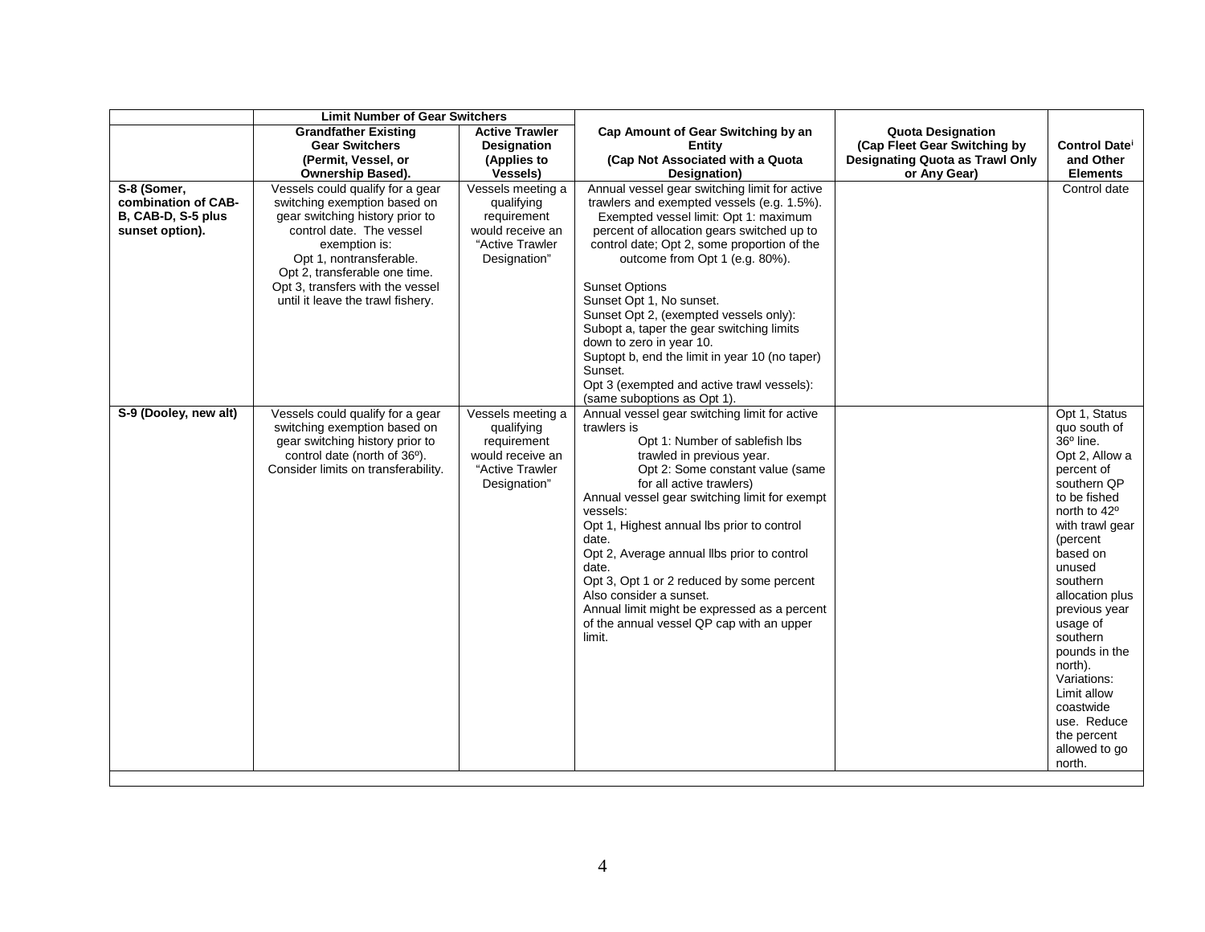| | Limit Number of Gear Switchers | | | | |
|---|---|---|---|---|---|
| | **Grandfather Existing Gear Switchers (Permit, Vessel, or Ownership Based).** | **Active Trawler Designation (Applies to Vessels)** | **Cap Amount of Gear Switching by an Entity (Cap Not Associated with a Quota Designation)** | **Quota Designation (Cap Fleet Gear Switching by Designating Quota as Trawl Only or Any Gear)** | **Control Date[i] and Other Elements** |
| **S-8 (Somer, combination of CAB-B, CAB-D, S-5 plus sunset option).** | Vessels could qualify for a gear switching exemption based on gear switching history prior to control date. The vessel exemption is:<br>Opt 1, nontransferable.<br>Opt 2, transferable one time.<br>Opt 3, transfers with the vessel until it leave the trawl fishery. | Vessels meeting a qualifying requirement would receive an "Active Trawler Designation" | Annual vessel gear switching limit for active trawlers and exempted vessels (e.g. 1.5%).<br>Exempted vessel limit: Opt 1: maximum percent of allocation gears switched up to control date; Opt 2, some proportion of the outcome from Opt 1 (e.g. 80%).<br><br>Sunset Options<br>Sunset Opt 1, No sunset.<br>Sunset Opt 2, (exempted vessels only):<br>Subopt a, taper the gear switching limits down to zero in year 10.<br>Suptopt b, end the limit in year 10 (no taper) Sunset.<br>Opt 3 (exempted and active trawl vessels): (same suboptions as Opt 1). | | Control date |
| **S-9 (Dooley, new alt)** | Vessels could qualify for a gear switching exemption based on gear switching history prior to control date (north of 36º).<br>Consider limits on transferability. | Vessels meeting a qualifying requirement would receive an "Active Trawler Designation" | Annual vessel gear switching limit for active trawlers is<br>Opt 1: Number of sablefish lbs trawled in previous year.<br>Opt 2: Some constant value (same for all active trawlers)<br>Annual vessel gear switching limit for exempt vessels:<br>Opt 1, Highest annual lbs prior to control date.<br>Opt 2, Average annual llbs prior to control date.<br>Opt 3, Opt 1 or 2 reduced by some percent<br>Also consider a sunset.<br>Annual limit might be expressed as a percent of the annual vessel QP cap with an upper limit. | | Opt 1, Status quo south of 36º line.<br>Opt 2, Allow a percent of southern QP to be fished north to 42º with trawl gear (percent based on unused southern allocation plus previous year usage of southern pounds in the north).<br>Variations: Limit allow coastwide use. Reduce the percent allowed to go north. |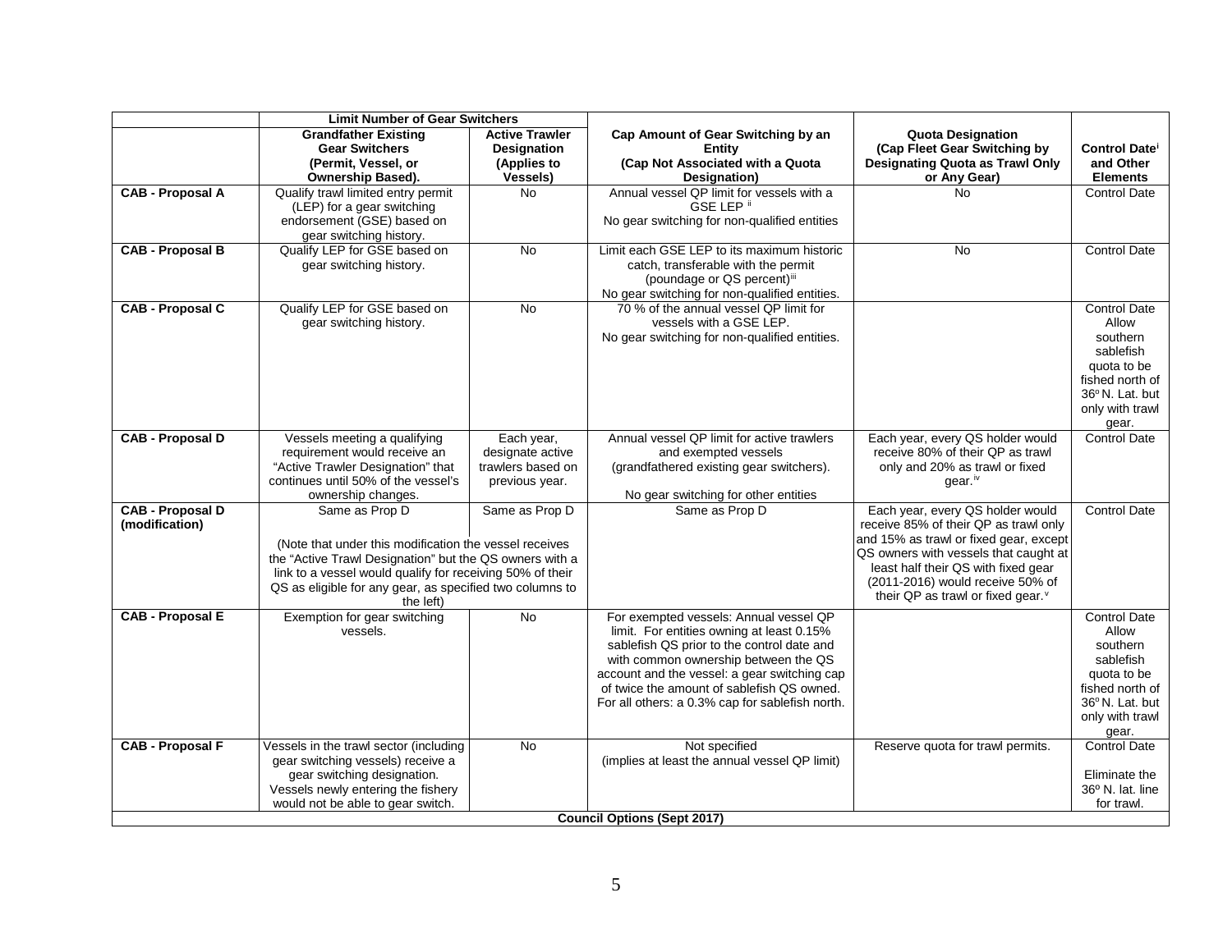| | Limit Number of Gear Switchers | | | | |
|---|---|---|---|---|---|
| | **Grandfather Existing Gear Switchers (Permit, Vessel, or Ownership Based).** | **Active Trawler Designation (Applies to Vessels)** | **Cap Amount of Gear Switching by an Entity (Cap Not Associated with a Quota Designation)** | **Quota Designation (Cap Fleet Gear Switching by Designating Quota as Trawl Only or Any Gear)** | **Control Date[i] and Other Elements** |
| **CAB - Proposal A** | Qualify trawl limited entry permit (LEP) for a gear switching endorsement (GSE) based on gear switching history. | No | Annual vessel QP limit for vessels with a GSE LEP [ii] No gear switching for non-qualified entities | No | Control Date |
| **CAB - Proposal B** | Qualify LEP for GSE based on gear switching history. | No | Limit each GSE LEP to its maximum historic catch, transferable with the permit (poundage or QS percent)[iii] No gear switching for non-qualified entities. | No | Control Date |
| **CAB - Proposal C** | Qualify LEP for GSE based on gear switching history. | No | 70 % of the annual vessel QP limit for vessels with a GSE LEP. No gear switching for non-qualified entities. | | Control Date Allow southern sablefish quota to be fished north of 36° N. Lat. but only with trawl gear. |
| **CAB - Proposal D** | Vessels meeting a qualifying requirement would receive an "Active Trawler Designation" that continues until 50% of the vessel's ownership changes. | Each year, designate active trawlers based on previous year. | Annual vessel QP limit for active trawlers and exempted vessels (grandfathered existing gear switchers). No gear switching for other entities | Each year, every QS holder would receive 80% of their QP as trawl only and 20% as trawl or fixed gear.[iv] | Control Date |
| **CAB - Proposal D (modification)** | Same as Prop D (Note that under this modification the vessel receives the "Active Trawl Designation" but the QS owners with a link to a vessel would qualify for receiving 50% of their QS as eligible for any gear, as specified two columns to the left) | Same as Prop D | Same as Prop D | Each year, every QS holder would receive 85% of their QP as trawl only and 15% as trawl or fixed gear, except QS owners with vessels that caught at least half their QS with fixed gear (2011-2016) would receive 50% of their QP as trawl or fixed gear.[v] | Control Date |
| **CAB - Proposal E** | Exemption for gear switching vessels. | No | For exempted vessels: Annual vessel QP limit. For entities owning at least 0.15% sablefish QS prior to the control date and with common ownership between the QS account and the vessel: a gear switching cap of twice the amount of sablefish QS owned. For all others: a 0.3% cap for sablefish north. | | Control Date Allow southern sablefish quota to be fished north of 36° N. Lat. but only with trawl gear. |
| **CAB - Proposal F** | Vessels in the trawl sector (including gear switching vessels) receive a gear switching designation. Vessels newly entering the fishery would not be able to gear switch. | No | Not specified (implies at least the annual vessel QP limit) | Reserve quota for trawl permits. | Control Date Eliminate the 36° N. lat. line for trawl. |
| **Council Options (Sept 2017)** | | | | | |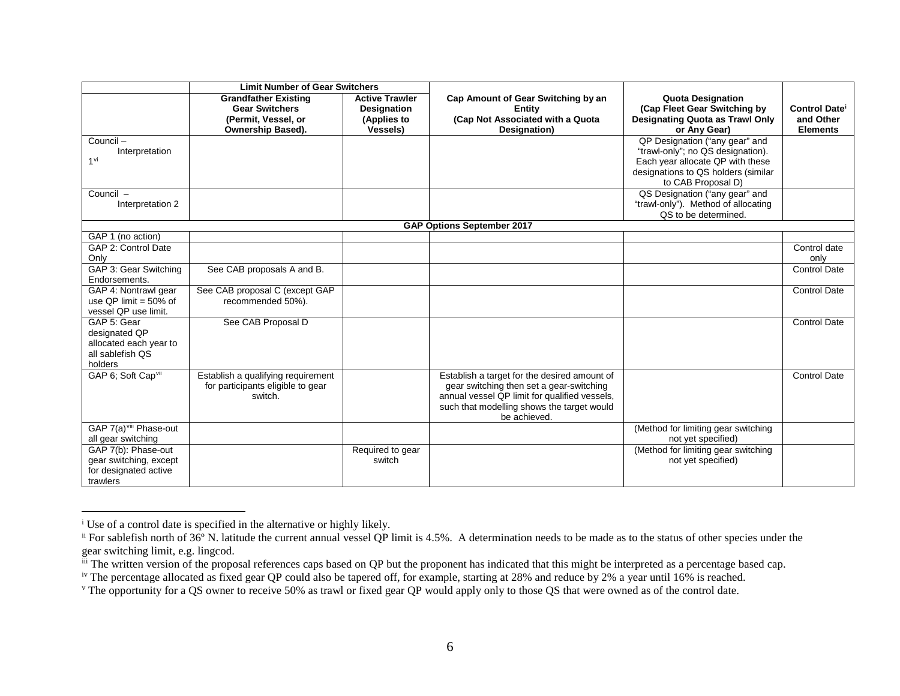| | Limit Number of Gear Switchers | | | | |
|---|---|---|---|---|---|
| | **Grandfather Existing Gear Switchers (Permit, Vessel, or Ownership Based).** | **Active Trawler Designation (Applies to Vessels)** | **Cap Amount of Gear Switching by an Entity (Cap Not Associated with a Quota Designation)** | **Quota Designation (Cap Fleet Gear Switching by Designating Quota as Trawl Only or Any Gear)** | **Control Date[i] and Other Elements** |
| Council – Interpretation 1[vi] | | | | QP Designation ("any gear" and "trawl-only"; no QS designation). Each year allocate QP with these designations to QS holders (similar to CAB Proposal D) | |
| Council – Interpretation 2 | | | | QS Designation ("any gear" and "trawl-only"). Method of allocating QS to be determined. | |
| **GAP Options September 2017** | | | | | |
| GAP 1 (no action) | | | | | |
| GAP 2: Control Date Only | | | | | Control date only |
| GAP 3: Gear Switching Endorsements. | See CAB proposals A and B. | | | | Control Date |
| GAP 4: Nontrawl gear use QP limit = 50% of vessel QP use limit. | See CAB proposal C (except GAP recommended 50%). | | | | Control Date |
| GAP 5: Gear designated QP allocated each year to all sablefish QS holders | See CAB Proposal D | | | | Control Date |
| GAP 6; Soft Cap[vii] | Establish a qualifying requirement for participants eligible to gear switch. | | Establish a target for the desired amount of gear switching then set a gear-switching annual vessel QP limit for qualified vessels, such that modelling shows the target would be achieved. | | Control Date |
| GAP 7(a)[viii] Phase-out all gear switching | | | | (Method for limiting gear switching not yet specified) | |
| GAP 7(b): Phase-out gear switching, except for designated active trawlers | | Required to gear switch | | (Method for limiting gear switching not yet specified) | |

[i] Use of a control date is specified in the alternative or highly likely.

[ii] For sablefish north of 36º N. latitude the current annual vessel QP limit is 4.5%. A determination needs to be made as to the status of other species under the gear switching limit, e.g. lingcod.

[iii] The written version of the proposal references caps based on QP but the proponent has indicated that this might be interpreted as a percentage based cap.

[iv] The percentage allocated as fixed gear QP could also be tapered off, for example, starting at 28% and reduce by 2% a year until 16% is reached.

[v] The opportunity for a QS owner to receive 50% as trawl or fixed gear QP would apply only to those QS that were owned as of the control date.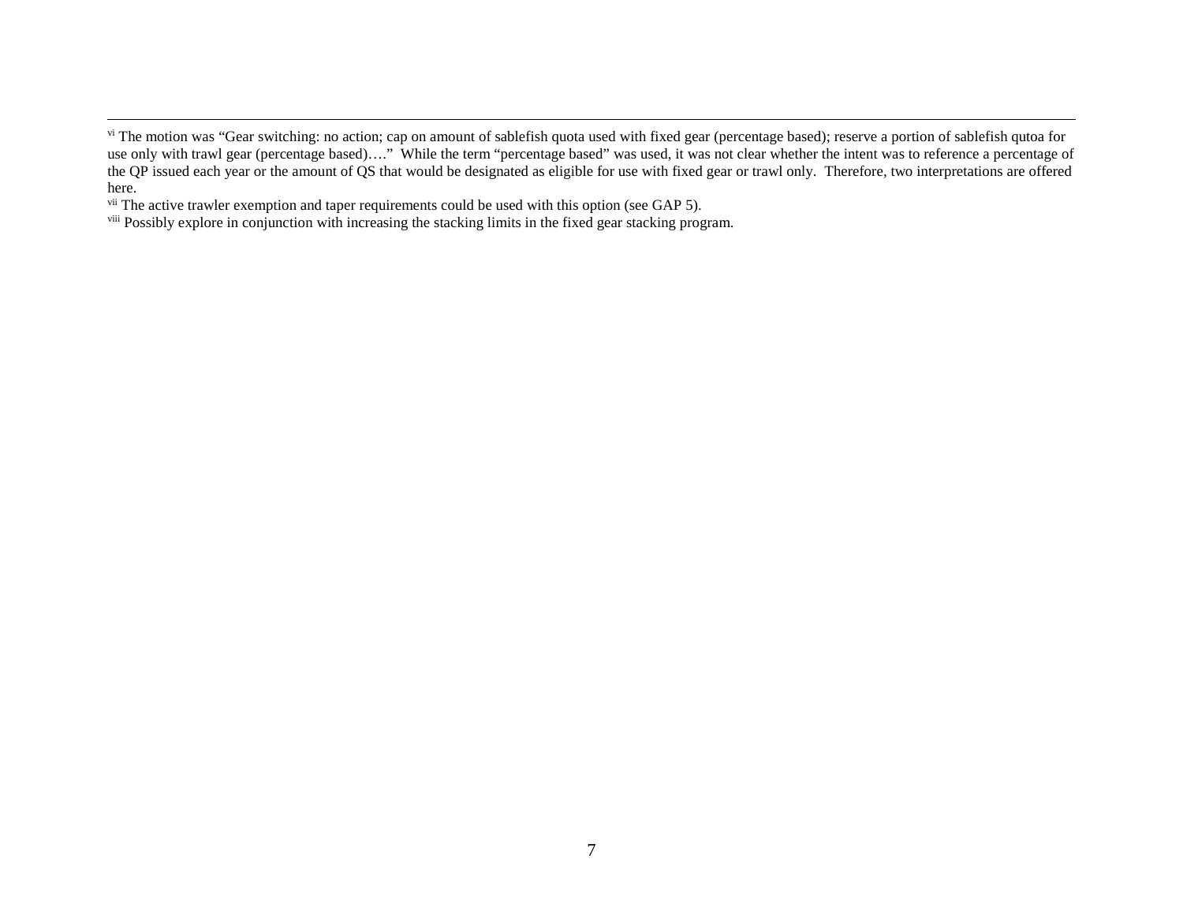---

[vi] The motion was "Gear switching: no action; cap on amount of sablefish quota used with fixed gear (percentage based); reserve a portion of sablefish qutoa for use only with trawl gear (percentage based)…." While the term "percentage based" was used, it was not clear whether the intent was to reference a percentage of the QP issued each year or the amount of QS that would be designated as eligible for use with fixed gear or trawl only. Therefore, two interpretations are offered here.

[vii] The active trawler exemption and taper requirements could be used with this option (see GAP 5).

[viii] Possibly explore in conjunction with increasing the stacking limits in the fixed gear stacking program.